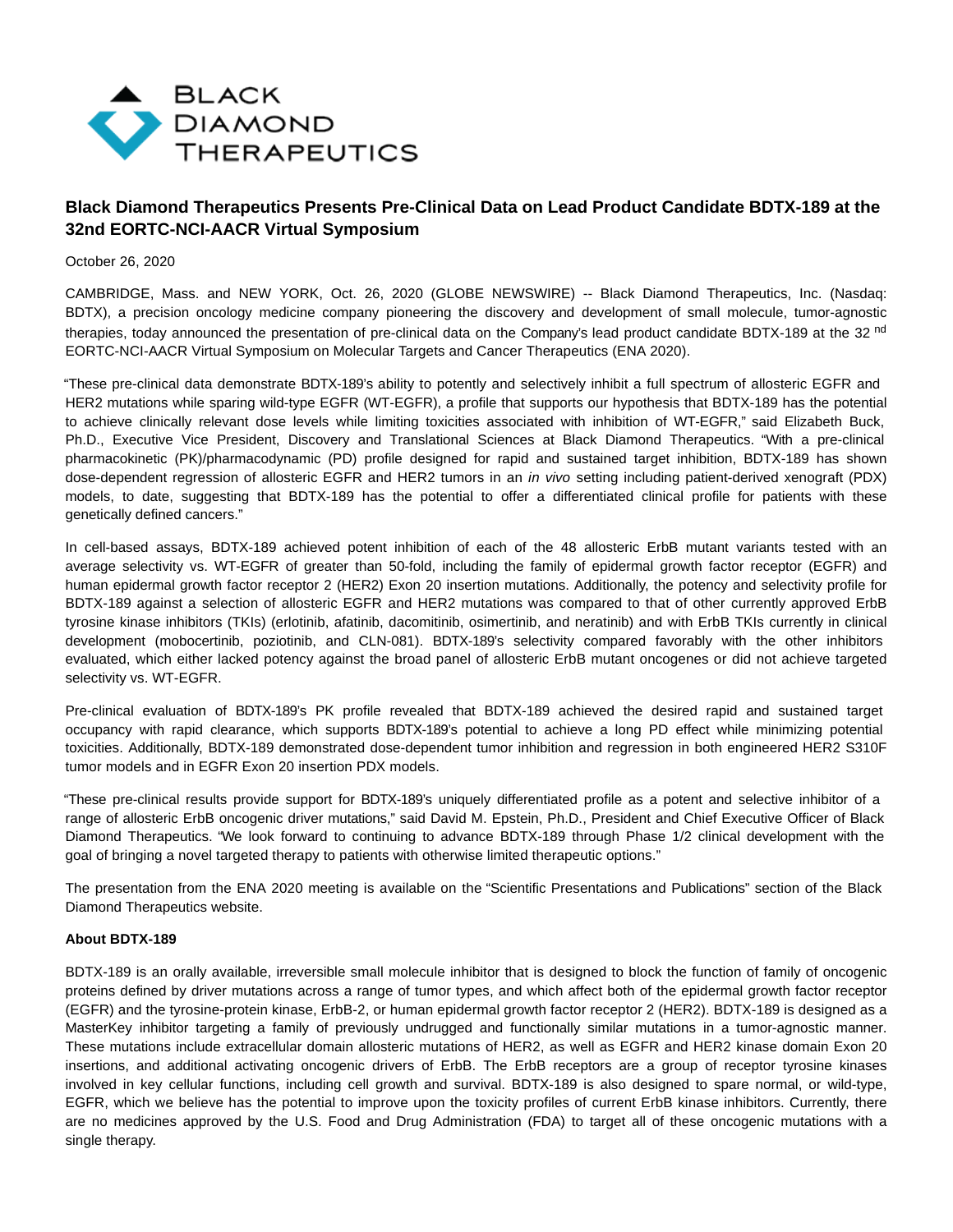BLACK DIAMOND THERAPEUTICS

## Black Diamond Therapeutics Presents Pre-Clinical Data on Lead Product Candidate BDTX-189 at the 32nd EORTC-NCI-AACR Virtual Symposium

October 26, 2020

CAMBRIDGE, Mass. and NEW YORK, Oct. 26, 2020 (GLOBE NEWSWIRE) -- Black Diamond Therapeutics, Inc. (Nasdaq: BDTX), a precision oncology medicine company pioneering the discovery and development of small molecule, tumor-agnostic therapies, today announced the presentation of pre-clinical data on the Company's lead product candidate BDTX-189 at the 32 nd EORTC-NCI-AACR Virtual Symposium on Molecular Targets and Cancer Therapeutics (ENA 2020).

"These pre-clinical data demonstrate BDTX-189's ability to potently and selectively inhibit a full spectrum of allosteric EGFR and HER2 mutations while sparing wild-type EGFR (WT-EGFR), a profile that supports our hypothesis that BDTX-189 has the potential to achieve clinically relevant dose levels while limiting toxicities associated with inhibition of WT-EGFR," said Elizabeth Buck, Ph.D., Executive Vice President, Discovery and Translational Sciences at Black Diamond Therapeutics. "With a pre-clinical pharmacokinetic (PK)/pharmacodynamic (PD) profile designed for rapid and sustained target inhibition, BDTX-189 has shown dose-dependent regression of allosteric EGFR and HER2 tumors in an *in vivo* setting including patient-derived xenograft (PDX) models, to date, suggesting that BDTX-189 has the potential to offer a differentiated clinical profile for patients with these genetically defined cancers."

In cell-based assays, BDTX-189 achieved potent inhibition of each of the 48 allosteric ErbB mutant variants tested with an average selectivity vs. WT-EGFR of greater than 50-fold, including the family of epidermal growth factor receptor (EGFR) and human epidermal growth factor receptor 2 (HER2) Exon 20 insertion mutations. Additionally, the potency and selectivity profile for BDTX-189 against a selection of allosteric EGFR and HER2 mutations was compared to that of other currently approved ErbB tyrosine kinase inhibitors (TKIs) (erlotinib, afatinib, dacomitinib, osimertinib, and neratinib) and with ErbB TKIs currently in clinical development (mobocertinib, poziotinib, and CLN-081). BDTX-189's selectivity compared favorably with the other inhibitors evaluated, which either lacked potency against the broad panel of allosteric ErbB mutant oncogenes or did not achieve targeted selectivity vs. WT-EGFR.

Pre-clinical evaluation of BDTX-189's PK profile revealed that BDTX-189 achieved the desired rapid and sustained target occupancy with rapid clearance, which supports BDTX-189's potential to achieve a long PD effect while minimizing potential toxicities. Additionally, BDTX-189 demonstrated dose-dependent tumor inhibition and regression in both engineered HER2 S310F tumor models and in EGFR Exon 20 insertion PDX models.

"These pre-clinical results provide support for BDTX-189's uniquely differentiated profile as a potent and selective inhibitor of a range of allosteric ErbB oncogenic driver mutations," said David M. Epstein, Ph.D., President and Chief Executive Officer of Black Diamond Therapeutics. "We look forward to continuing to advance BDTX-189 through Phase 1/2 clinical development with the goal of bringing a novel targeted therapy to patients with otherwise limited therapeutic options."

The presentation from the ENA 2020 meeting is available on the "Scientific Presentations and Publications" section of the Black Diamond Therapeutics website.

**About BDTX-189**

BDTX-189 is an orally available, irreversible small molecule inhibitor that is designed to block the function of family of oncogenic proteins defined by driver mutations across a range of tumor types, and which affect both of the epidermal growth factor receptor (EGFR) and the tyrosine-protein kinase, ErbB-2, or human epidermal growth factor receptor 2 (HER2). BDTX-189 is designed as a MasterKey inhibitor targeting a family of previously undrugged and functionally similar mutations in a tumor-agnostic manner. These mutations include extracellular domain allosteric mutations of HER2, as well as EGFR and HER2 kinase domain Exon 20 insertions, and additional activating oncogenic drivers of ErbB. The ErbB receptors are a group of receptor tyrosine kinases involved in key cellular functions, including cell growth and survival. BDTX-189 is also designed to spare normal, or wild-type, EGFR, which we believe has the potential to improve upon the toxicity profiles of current ErbB kinase inhibitors. Currently, there are no medicines approved by the U.S. Food and Drug Administration (FDA) to target all of these oncogenic mutations with a single therapy.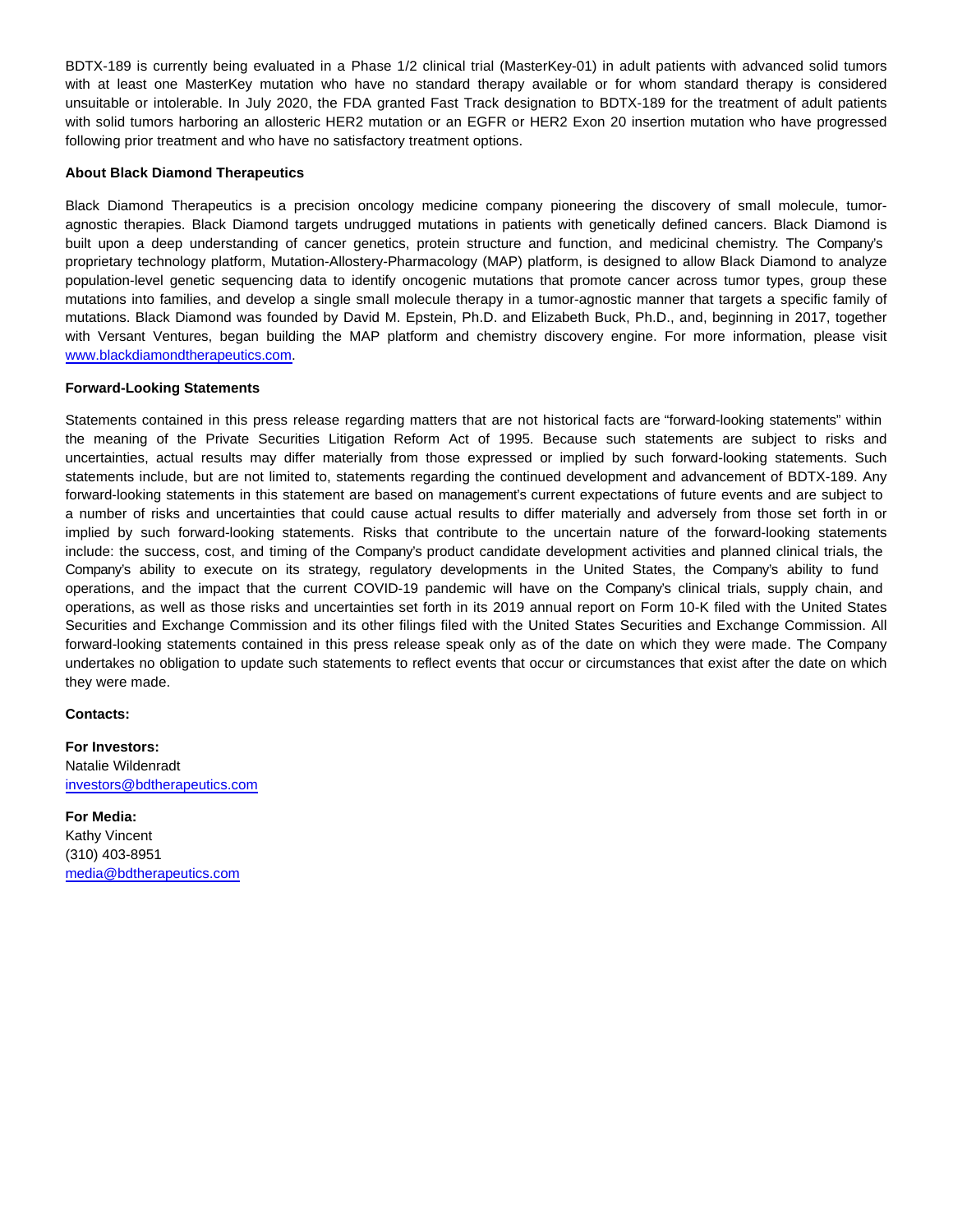BDTX-189 is currently being evaluated in a Phase 1/2 clinical trial (MasterKey-01) in adult patients with advanced solid tumors with at least one MasterKey mutation who have no standard therapy available or for whom standard therapy is considered unsuitable or intolerable. In July 2020, the FDA granted Fast Track designation to BDTX-189 for the treatment of adult patients with solid tumors harboring an allosteric HER2 mutation or an EGFR or HER2 Exon 20 insertion mutation who have progressed following prior treatment and who have no satisfactory treatment options.

**About Black Diamond Therapeutics**

Black Diamond Therapeutics is a precision oncology medicine company pioneering the discovery of small molecule, tumor-agnostic therapies. Black Diamond targets undrugged mutations in patients with genetically defined cancers. Black Diamond is built upon a deep understanding of cancer genetics, protein structure and function, and medicinal chemistry. The Company's proprietary technology platform, Mutation-Allostery-Pharmacology (MAP) platform, is designed to allow Black Diamond to analyze population-level genetic sequencing data to identify oncogenic mutations that promote cancer across tumor types, group these mutations into families, and develop a single small molecule therapy in a tumor-agnostic manner that targets a specific family of mutations. Black Diamond was founded by David M. Epstein, Ph.D. and Elizabeth Buck, Ph.D., and, beginning in 2017, together with Versant Ventures, began building the MAP platform and chemistry discovery engine. For more information, please visit www.blackdiamondtherapeutics.com.

**Forward-Looking Statements**

Statements contained in this press release regarding matters that are not historical facts are "forward-looking statements" within the meaning of the Private Securities Litigation Reform Act of 1995. Because such statements are subject to risks and uncertainties, actual results may differ materially from those expressed or implied by such forward-looking statements. Such statements include, but are not limited to, statements regarding the continued development and advancement of BDTX-189. Any forward-looking statements in this statement are based on management's current expectations of future events and are subject to a number of risks and uncertainties that could cause actual results to differ materially and adversely from those set forth in or implied by such forward-looking statements. Risks that contribute to the uncertain nature of the forward-looking statements include: the success, cost, and timing of the Company's product candidate development activities and planned clinical trials, the Company's ability to execute on its strategy, regulatory developments in the United States, the Company's ability to fund operations, and the impact that the current COVID-19 pandemic will have on the Company's clinical trials, supply chain, and operations, as well as those risks and uncertainties set forth in its 2019 annual report on Form 10-K filed with the United States Securities and Exchange Commission and its other filings filed with the United States Securities and Exchange Commission. All forward-looking statements contained in this press release speak only as of the date on which they were made. The Company undertakes no obligation to update such statements to reflect events that occur or circumstances that exist after the date on which they were made.

**Contacts:**

**For Investors:**
Natalie Wildenradt
investors@bdtherapeutics.com

**For Media:**
Kathy Vincent
(310) 403-8951
media@bdtherapeutics.com